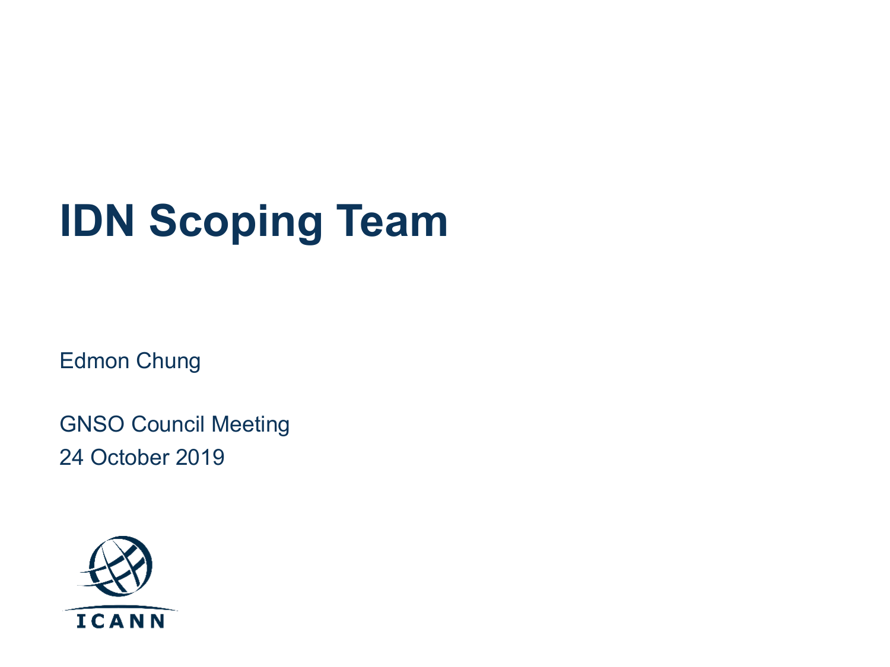# IDN Scoping Team

Edmon Chung

GNSO Council Meeting

24 October 2019

ICANN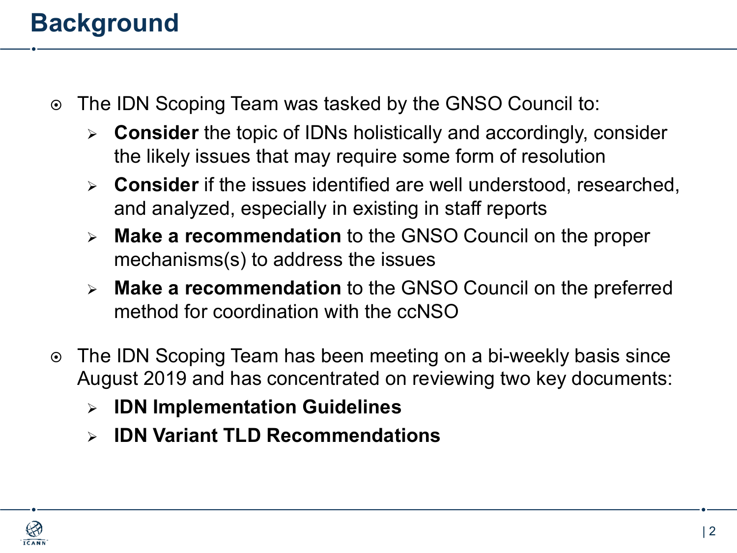# Background

- The IDN Scoping Team was tasked by the GNSO Council to:
  - **Consider** the topic of IDNs holistically and accordingly, consider the likely issues that may require some form of resolution
  - **Consider** if the issues identified are well understood, researched, and analyzed, especially in existing in staff reports
  - **Make a recommendation** to the GNSO Council on the proper mechanisms(s) to address the issues
  - **Make a recommendation** to the GNSO Council on the preferred method for coordination with the ccNSO

- The IDN Scoping Team has been meeting on a bi-weekly basis since August 2019 and has concentrated on reviewing two key documents:
  - **IDN Implementation Guidelines**
  - **IDN Variant TLD Recommendations**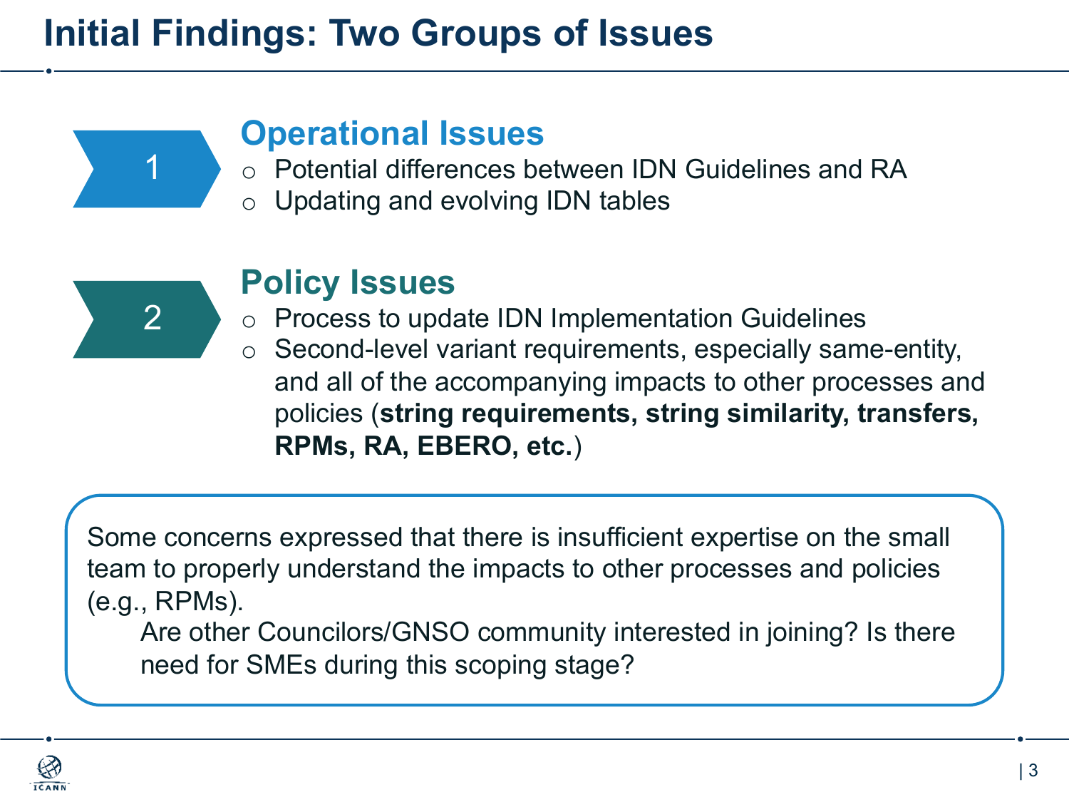# Initial Findings: Two Groups of Issues

## 1 Operational Issues

- Potential differences between IDN Guidelines and RA
- Updating and evolving IDN tables

## 2 Policy Issues

- Process to update IDN Implementation Guidelines
- Second-level variant requirements, especially same-entity, and all of the accompanying impacts to other processes and policies (**string requirements, string similarity, transfers, RPMs, RA, EBERO, etc.**)

Some concerns expressed that there is insufficient expertise on the small team to properly understand the impacts to other processes and policies (e.g., RPMs).

> Are other Councilors/GNSO community interested in joining? Is there need for SMEs during this scoping stage?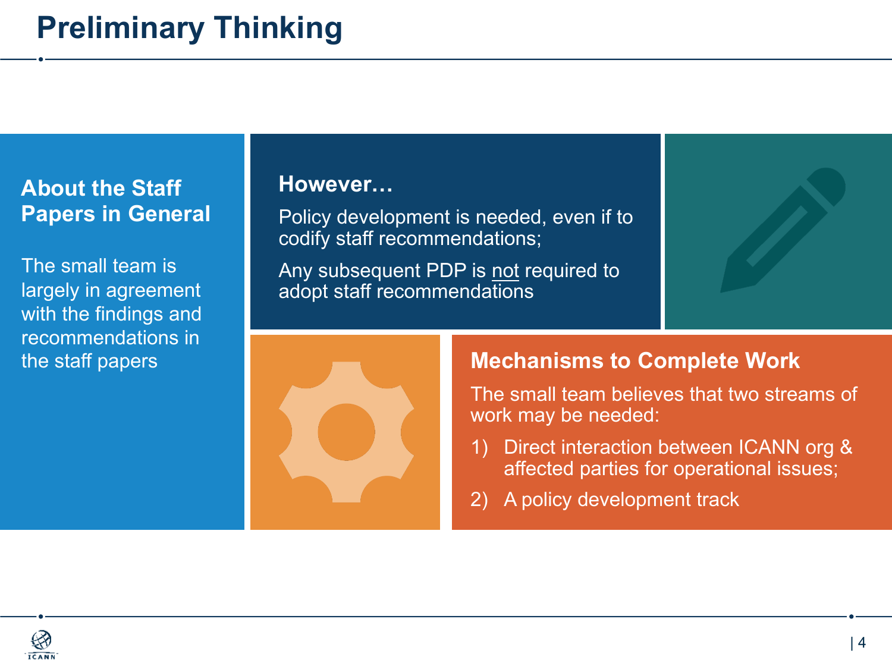# Preliminary Thinking

## About the Staff Papers in General

The small team is largely in agreement with the findings and recommendations in the staff papers

## However…

Policy development is needed, even if to codify staff recommendations;

Any subsequent PDP is not required to adopt staff recommendations

## Mechanisms to Complete Work

The small team believes that two streams of work may be needed:

1) Direct interaction between ICANN org & affected parties for operational issues;
2) A policy development track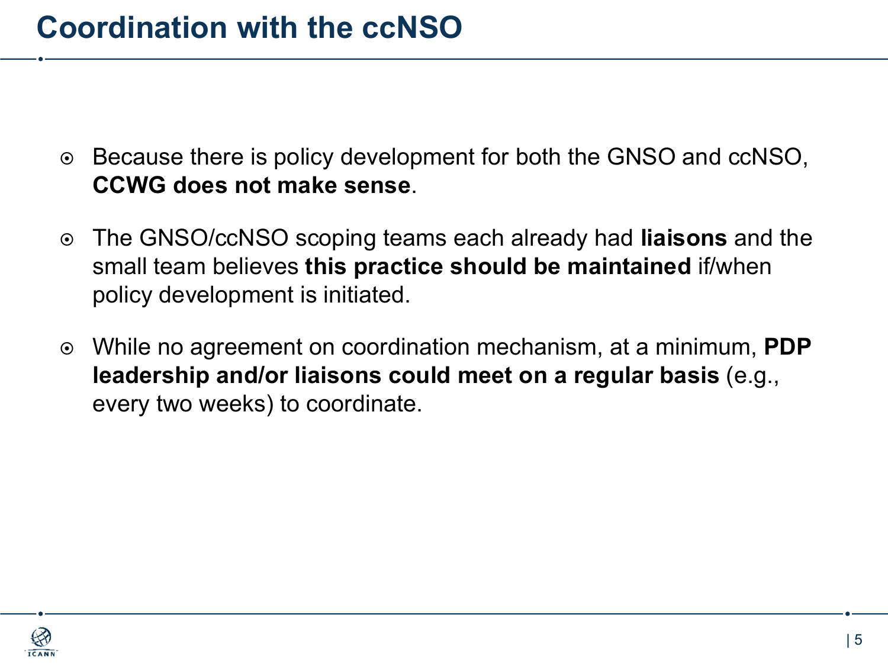# Coordination with the ccNSO

- Because there is policy development for both the GNSO and ccNSO, **CCWG does not make sense**.
- The GNSO/ccNSO scoping teams each already had **liaisons** and the small team believes **this practice should be maintained** if/when policy development is initiated.
- While no agreement on coordination mechanism, at a minimum, **PDP leadership and/or liaisons could meet on a regular basis** (e.g., every two weeks) to coordinate.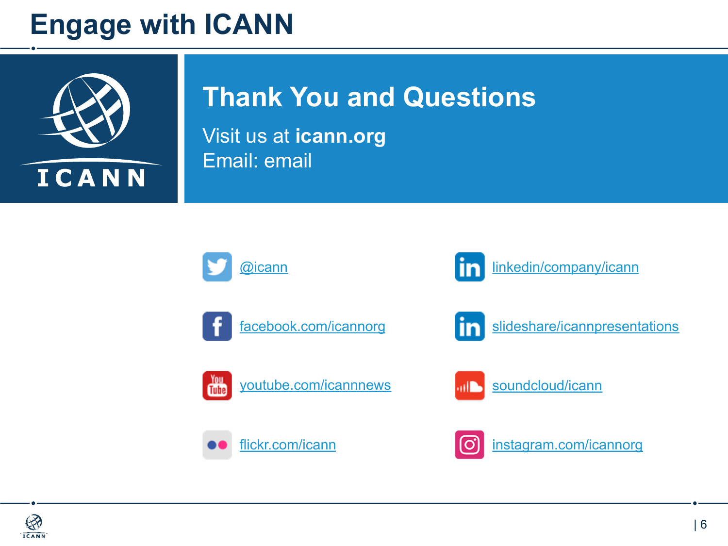# Engage with ICANN

## Thank You and Questions

Visit us at **icann.org**
Email: email

- @icann
- facebook.com/icannorg
- youtube.com/icannnews
- flickr.com/icann
- linkedin/company/icann
- slideshare/icannpresentations
- soundcloud/icann
- instagram.com/icannorg